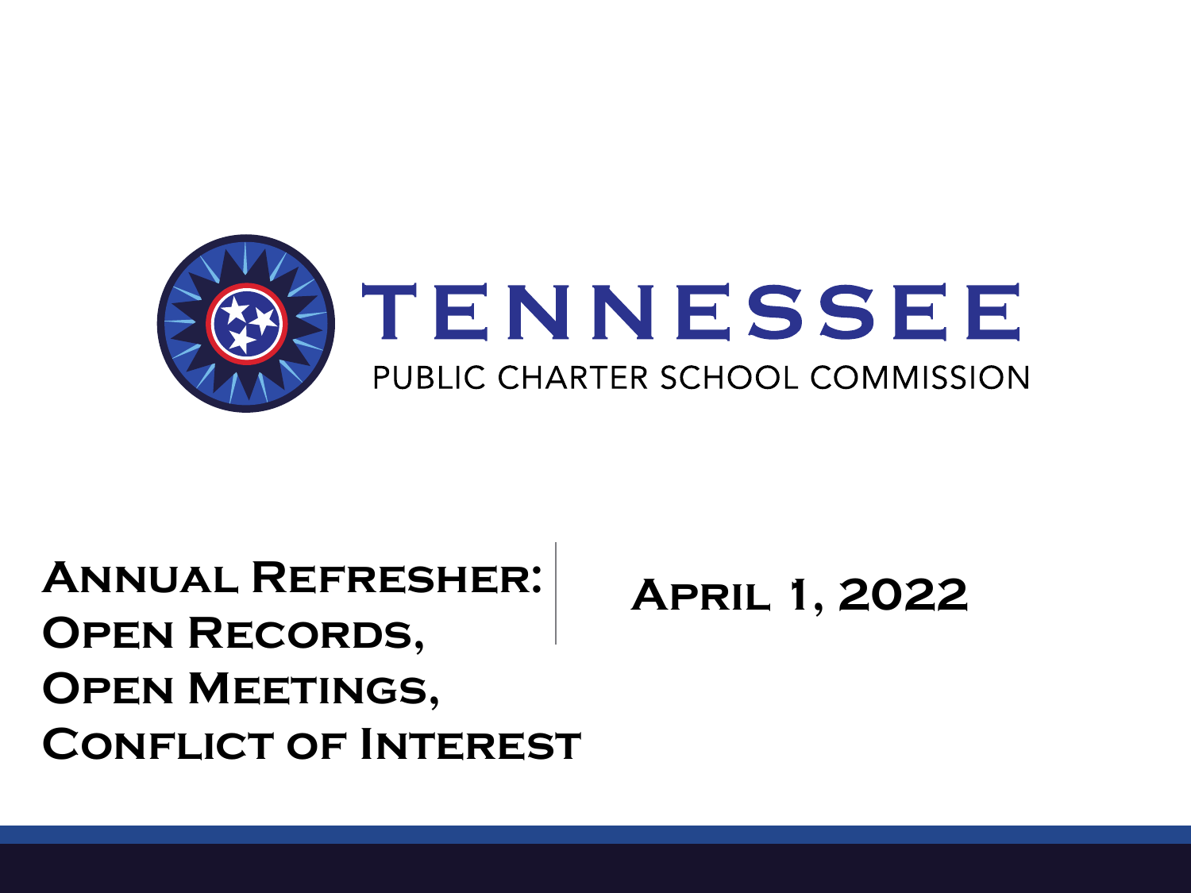# TENNESSEE

PUBLIC CHARTER SCHOOL COMMISSION

## Annual Refresher: Open Records, Open Meetings, Conflict of Interest

**April 1, 2022**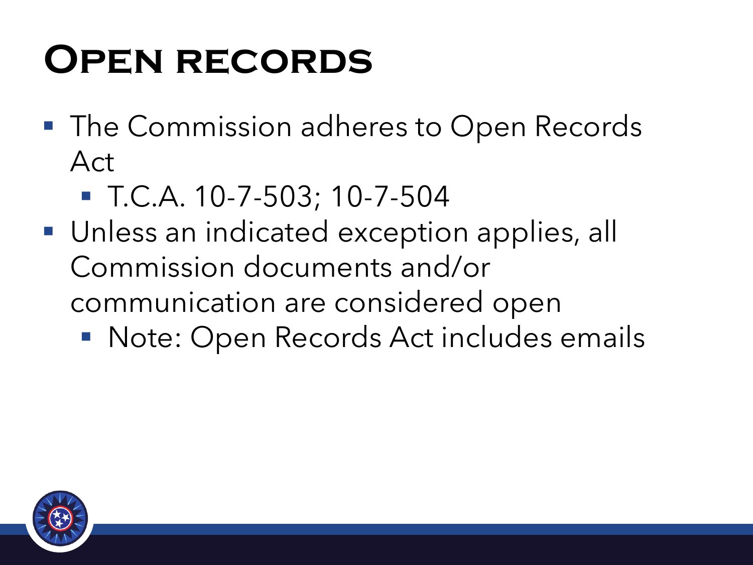# Open records

- The Commission adheres to Open Records Act
  - T.C.A. 10-7-503; 10-7-504
- Unless an indicated exception applies, all Commission documents and/or communication are considered open
  - Note: Open Records Act includes emails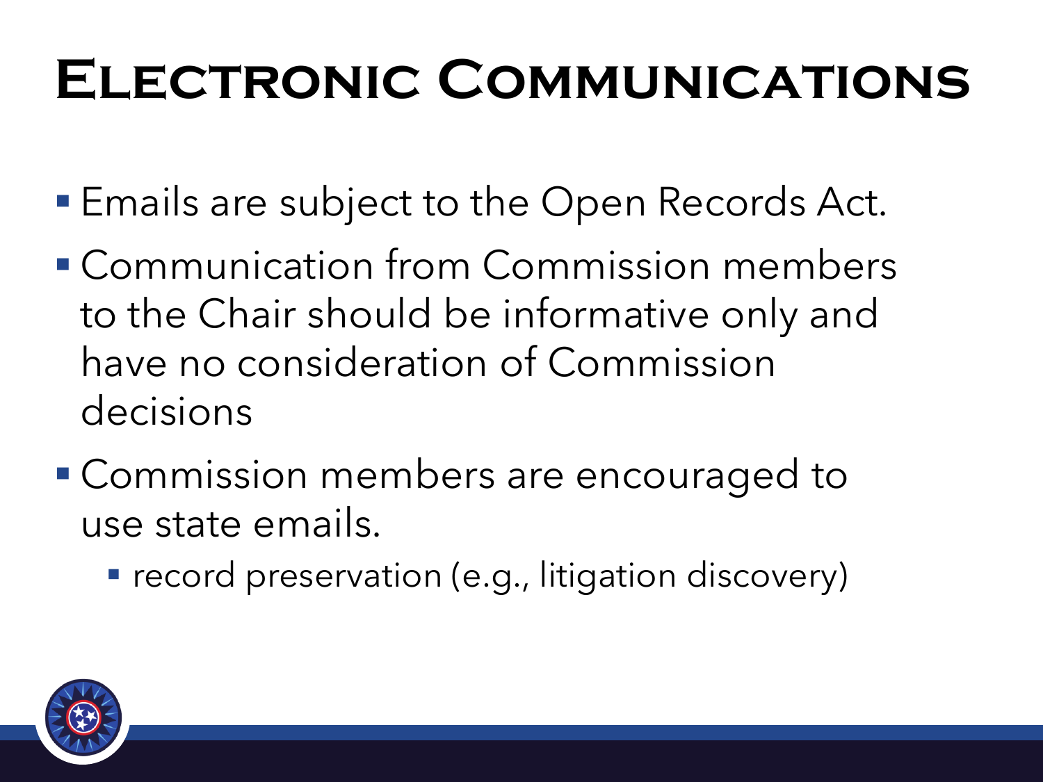# Electronic Communications

- Emails are subject to the Open Records Act.
- Communication from Commission members to the Chair should be informative only and have no consideration of Commission decisions
- Commission members are encouraged to use state emails.
  - record preservation (e.g., litigation discovery)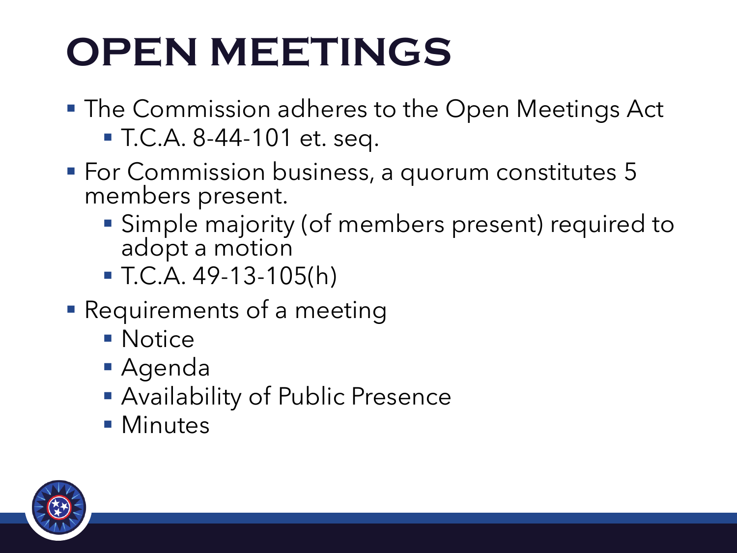# OPEN MEETINGS

- The Commission adheres to the Open Meetings Act
  - T.C.A. 8-44-101 et. seq.
- For Commission business, a quorum constitutes 5 members present.
  - Simple majority (of members present) required to adopt a motion
  - T.C.A. 49-13-105(h)
- Requirements of a meeting
  - Notice
  - Agenda
  - Availability of Public Presence
  - Minutes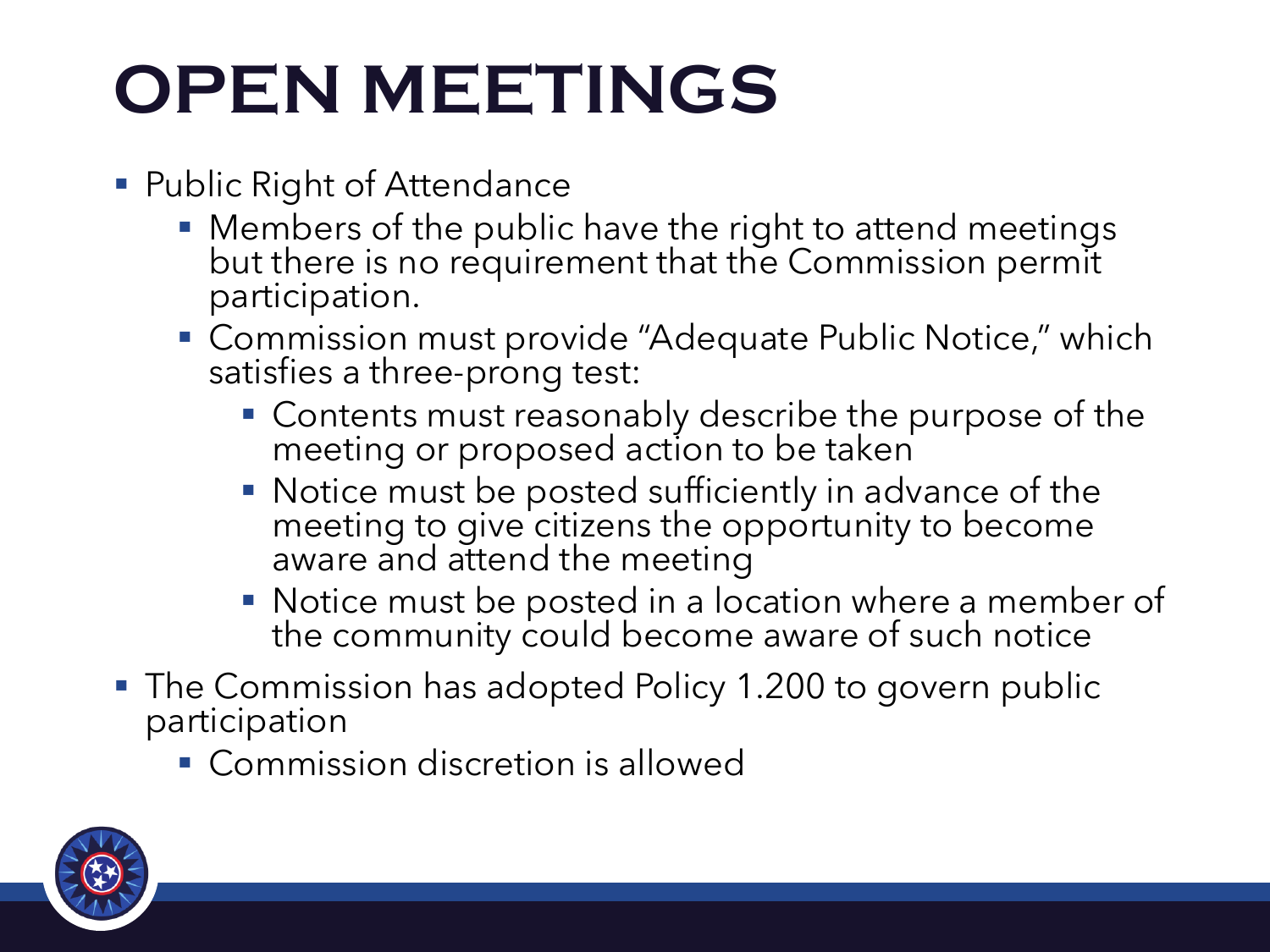# OPEN MEETINGS

- Public Right of Attendance
  - Members of the public have the right to attend meetings but there is no requirement that the Commission permit participation.
  - Commission must provide "Adequate Public Notice," which satisfies a three-prong test:
    - Contents must reasonably describe the purpose of the meeting or proposed action to be taken
    - Notice must be posted sufficiently in advance of the meeting to give citizens the opportunity to become aware and attend the meeting
    - Notice must be posted in a location where a member of the community could become aware of such notice
- The Commission has adopted Policy 1.200 to govern public participation
  - Commission discretion is allowed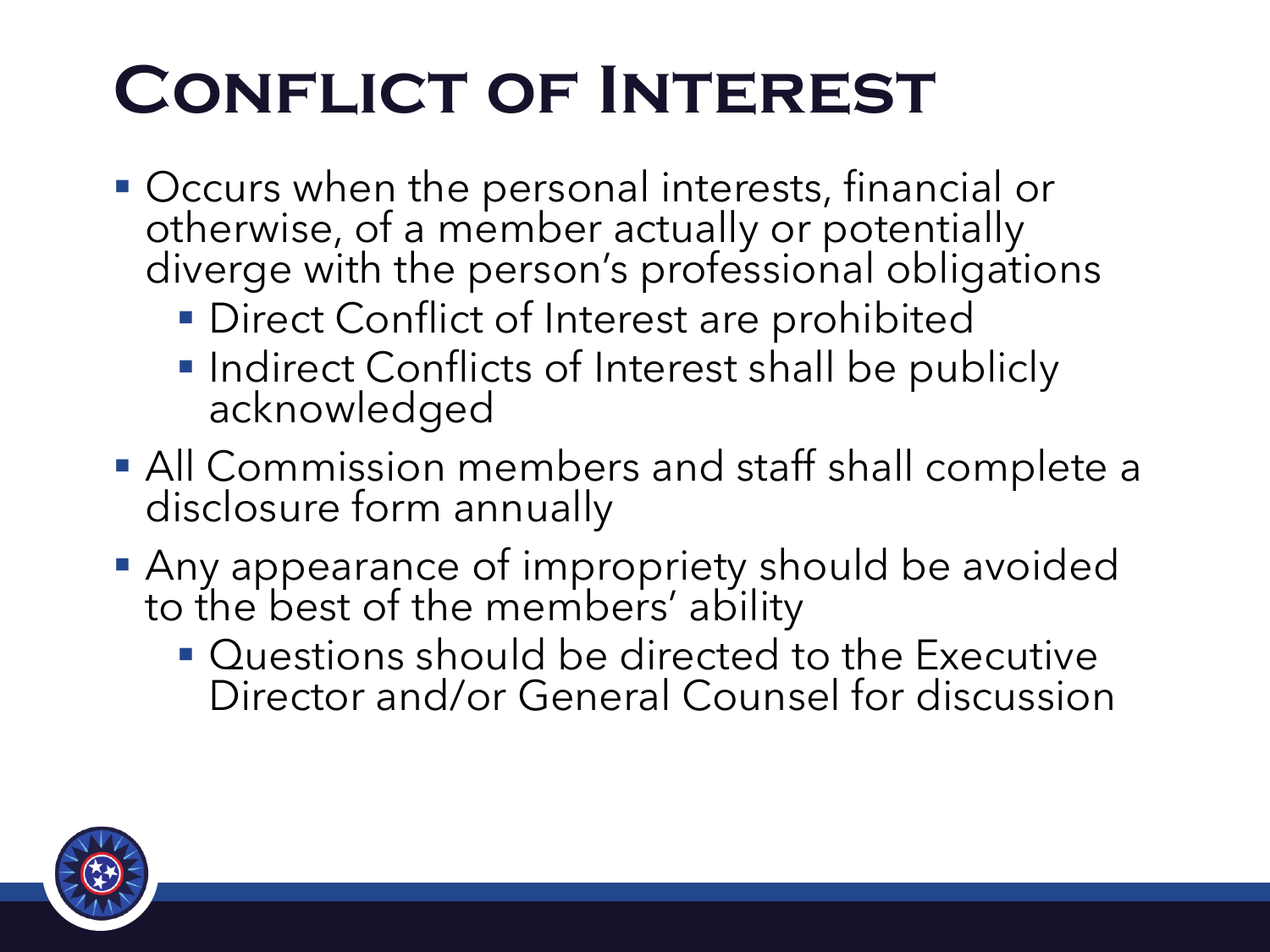# Conflict of Interest

- Occurs when the personal interests, financial or otherwise, of a member actually or potentially diverge with the person's professional obligations
  - Direct Conflict of Interest are prohibited
  - Indirect Conflicts of Interest shall be publicly acknowledged
- All Commission members and staff shall complete a disclosure form annually
- Any appearance of impropriety should be avoided to the best of the members' ability
  - Questions should be directed to the Executive Director and/or General Counsel for discussion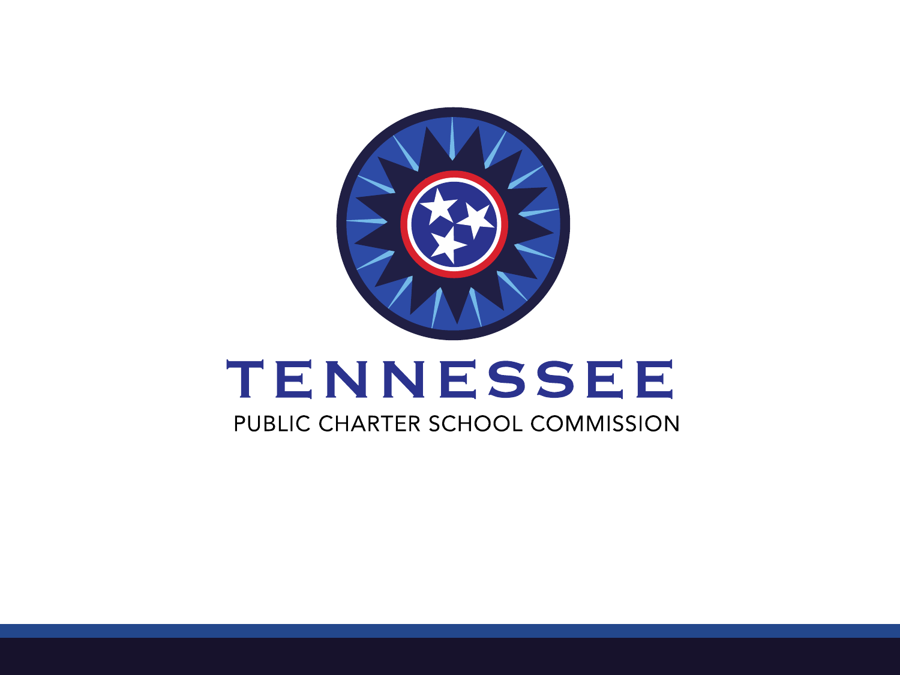TENNESSEE

PUBLIC CHARTER SCHOOL COMMISSION